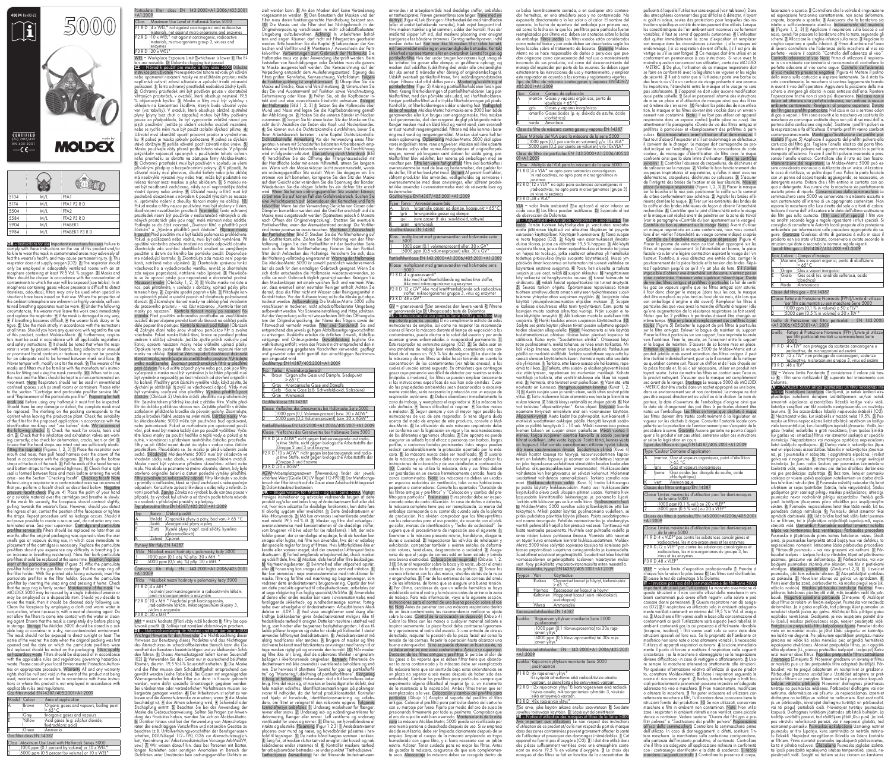40094 Rev03-22

# 5000

CERTIFIED
(EU) 2016/425
EN 405:2001

made by **MOLDEX**

| Model | Size | Class |
|---|---|---|
| 5104 | M/L | FFA1 |
| 5174 | M/L | FFA1 P2 R D |
| 5504 | M/L | FFA2 |
| 5584 | M/L | FFA2 P3 R D |
| 5904 | M/L | FFABEK1 |
| 5984 | M/L | FFABEK1 P3 R D |

## GB – Instructions for use

**Important instructions for users** Failure to comply with these instructions for use and/or failure to wear this mask in contaminated areas may adversely affect the wearer's health, and may cause permanent injury. 1) This respirator does not supply oxygen ($O_2$). 2) The respirator should only be employed in adequately ventilated rooms with an atmosphere containing at least 19.5 Vol. % oxygen. 3) Masks and filters should be chosen in accordance with the concentration of contaminants to which the user will be exposed (see tables). In atmospheres containing gases whose presence is difficult to detect (tasteless, odourless), filters may only be used when special instructions have been issued on their use. Where the properties of the ambient atmosphere are unknown or highly variable, self-contained breathing apparatus must be worn. 4) Under the following circumstances, the wearer must leave the work area immediately and replace the respirator: • if the mask is damaged in any way; • if breathing becomes difficult; • the wearer feels dizzy or fatigue. 5) Use the mask strictly according to the instructions at all times. Should you have any questions with regard to the use of this product, contact Moldex-Metric. 6) Furthermore, respirators must be used in accordance with all applicable regulations and safety instructions. 7) It should be noted that when the respirator is worn by persons with beards, long sideburns or unusual or pronounced facial contours or features, it may not be possible for an adequate seal to be formed between mask and face. 8) Never tamper with, modify or alter the mask. 9) The wearer of the masks and filters must be familiar with the manufacturer's instructions for proper use. 10) When not in use, the mask and the filters should be kept in a non-contaminated environment. Note: Respirators should not be used in unventilated confined spaces, such as small rooms or containers. Please refer to the section "Cartridge and particulate pre-filter service life" and "Replacement of the particulate pre-filter".

**Preparing for half-mask use** Before using any half-mask it must first be inspected. Should there be any damage or defect, the complete mask must be replaced. The marking on the packing corresponds to the content when leaving the production plant. Check the suitability of the filter for the proposed application in accordance with the identification markings and "use before" date. We recommend the following checks: 1) Check the mask for cracks, tears and dirt. 2) Check that the inhalation and exhalation valves are working correctly; also check for deformation, cracks, tears or dirt. 3) Ensure that the head straps are intact and are sufficiently elastic.

**Fitting the respirator** (Figures 1, 2, 3) 1) Place the respirator over your mouth and nose, then pull head harness over the crown of the head in accordance with the diagrams. 2) Hook up the bottom straps at the back of the neck. 3) Pull the ends of the upper head harness and bottom straps to the required tightness. 4) Check that a tight seal is formed between face and mask before entering the work area – see the Section "Checking facefit".

**Checking facefit** Note: Before using a respirator in a contaminated area we recommend that you perform a facefit check as described below: **Negative pressure facefit check** (Figure 4) Place the palm of your hand or a suitable material over the cartridges and breathe in slowly. If the mask fits securely, the facepiece should contract slightly, pulling towards the wearer's face. However, should you detect the ingress of air, correct the position of the facepiece or tighten the straps. Repeat procedure until no leakage occurs. Should it not prove possible to create a secure seal, do not enter any contaminated area. See your supervisor.

**Cartridge and particulate pre-filter service life** Filters should be replaced no later than six months after the original packaging was opened unless the user smells gas or vapours during use, in which case immediate replacement of the cartridges is necessary. Replace the particulate pre-filters should you experience any difficulty in breathing (i.e. an increase in breathing resistance). Note that both particulate pre-filters should be replaced at the same time.

**Insertion/replacement of the particulate pre-filter** (Figure 5) Lift the particulate pre-filter holder to the gas filter cartridge. Pull the snap ring off the filter holder. With the printed side facing outwards, insert the particulate pre-filter in the filter holder. Secure the particulate pre-filter by inserting the snap ring and pressing it home. Check that the snap ring is firmly seated.

**Maintenance of the mask** The MOLDEX 5000 may be re-used by a single individual wearer or may be employed as a disposable mask. Should you decide to re-use the mask, then it should be cleaned daily following use. Clean the facepiece by employing a cloth and warm water in conjunction with a mild neutral cleansing agent. Do not allow the filters to come into contact with the water or cleaning agent. Ensure that the mask is completely dry before placing in storage.

**Storage** The Moldex 5000 should be stored in a suitable bag or container in a dry, non-contaminated environment. The mask should not be exposed to direct sunlight or heat. The name of the wearer, the date when the original packing was first opened and the date on which the particulate pre-filters were last replaced should be noted on the packaging.

**Hazardous waste** Filters should be disposed of in accordance with the applicable rules and regulations governing hazardous waste. Please consult your local Environmental Protection Authorities on appropriate procedure. **Warranty** All and any warranty rights shall be null and void in the event of the product not being used, maintained or cared for in accordance with these instructions or where this product is employed in accordance with applicable rules and regulations.

Gas filter model EN14387/405:2001+A1:2009

| Model | Colour | Area of application |
|---|---|---|
| A | Brown | Organic gases and vapours, boiling point > 65 °C |
| B | Grey | Inorganic gases and vapours |
| E | Yellow | Acid gases (e.g. sulphur dioxide, hydrochloric acid) |
| K | Green | Ammonia |

Gas filter class EN 14387

| Class | Maximum Use Level with Half-mask Series 5000 |
|---|---|
| 1 | 1000 ppm (0.1 percent by volume) or 10 x WEL* |
| 2 | 5000 ppm (0.5 percent by volume) or 10 x WEL* |

Particulate filter class EN 143:2000+A1:2006/405:2001+A1:2009

| Class | Maximum Use Level at Half-mask Series 5000 |
|---|---|
| P1 R D | 4 x WEL* not against carcinogenic and radioactive materials, not against microorganisms and enzymes |
| P2 R D | 10 x WEL* not against carcinogenic, radioactive materials, micro-organisms group 3, viruses and enzymes |
| P3 R D | 20 x WEL* |

WEL = Workplace Exposure Limit *whichever is lower. R The filters are reusable. D Dolomite clogging test passed.

## CZ – Návod k použití

Typ filtru proti plynům EN14387/405:2001+A1:2009

| Typ | Barva | Oblast použití |
|---|---|---|
| A | Hnědá | Organické plyny a páry, bod varu > 65 °C |
| B | Šedá | Anorganické plyny a páry |
| E | Žlutá | Kyselé plyny (např. oxid siřičitý, kyselina chlorovodíková) |
| K | Zelená | Čpavek |

## D – Gebrauchsanleitung

Gasfiltertyp EN14387/405:2001+A1:2009

| Typ | Farbe | Anwendungsbereich |
|---|---|---|
| A | Braun | Organische Gase und Dämpfe, Siedepunkt > 65 °C |
| B | Grau | Anorganische Gase und Dämpfe |
| E | Gelb | Saure Gase (z.B. Schwefeldioxid, Salzsäure) |
| K | Grün | Ammoniak |

## DK – Brugsanvisning

Gasfiltertype EN14387/405:2001+A1:2009

| Type | Farve | Anvendelsesområde |
|---|---|---|
| A | brun | organiske gasser og dampe, kogepunkt > 65 °C |
| B | grå | anorganiske gasser og dampe |
| E | gul | sure gasser (f. eks. svovldioxid, saltsyre) |
| K | grøn | ammoniak |

## E – Instrucciones de uso

Tipo de filtro de la máscara contra gases y vapores EN14387/405:2001+A1:2009

| Tipo | Color | Campo de aplicación |
|---|---|---|
| A | marrón | Gases y vapores orgánicos, punto de ebullición > 65 °C |
| B | gris | Gases y vapores inorgánicos |
| E | amarillo | Gases ácidos (p. ej. dióxido de azufre, ácido clorhídrico) |
| K | verde | Amoníaco |

## FIN – Käyttöohjeet

Kaasusuodatintyyppi EN14387/405:2001+A1:2009

| Tyyppi | Väri | Käyttöalue |
|---|---|---|
| A | Ruskea | Orgaaniset kaasut ja höyryt, kiehumispiste > 65 °C |
| B | Harmaa | Epäorgaaniset kaasut ja höyryt |
| E | Keltainen | Happamat kaasut (esim. rikkidioksidi, suolahappo) |
| K | Vihreä | Ammoniakki |

## F – Notice d'utilisation

Types des filtres anti-gaz/EN14387/405:2001+A1:2009

| Type | Couleur | Domaine d'application |
|---|---|---|
| A | marron | Gaz et vapeurs organiques, point d'ébullition > 65 °C |
| B | gris | Gaz et vapeurs inorganiques |
| E | jaune | Gaz acides (ex. dioxyde de soufre, acide chlorhydrique) |
| K | vert | Ammoniaque |

## I – Istruzioni per l'uso

Tipo di filtro antigas – EN14387/405:2001+A1:2009

| Tipo | Colore | Campo d'impiego |
|---|---|---|
| A | Marrone | Gas e vapori organici, punto di ebollizione > 65 °C |
| B | Grigio | Gas e vapori inorganici |
| E | Giallo | Gas acidi (es. anidride solforosa, acido cloridrico) |
| K | Verde | Ammoniaca |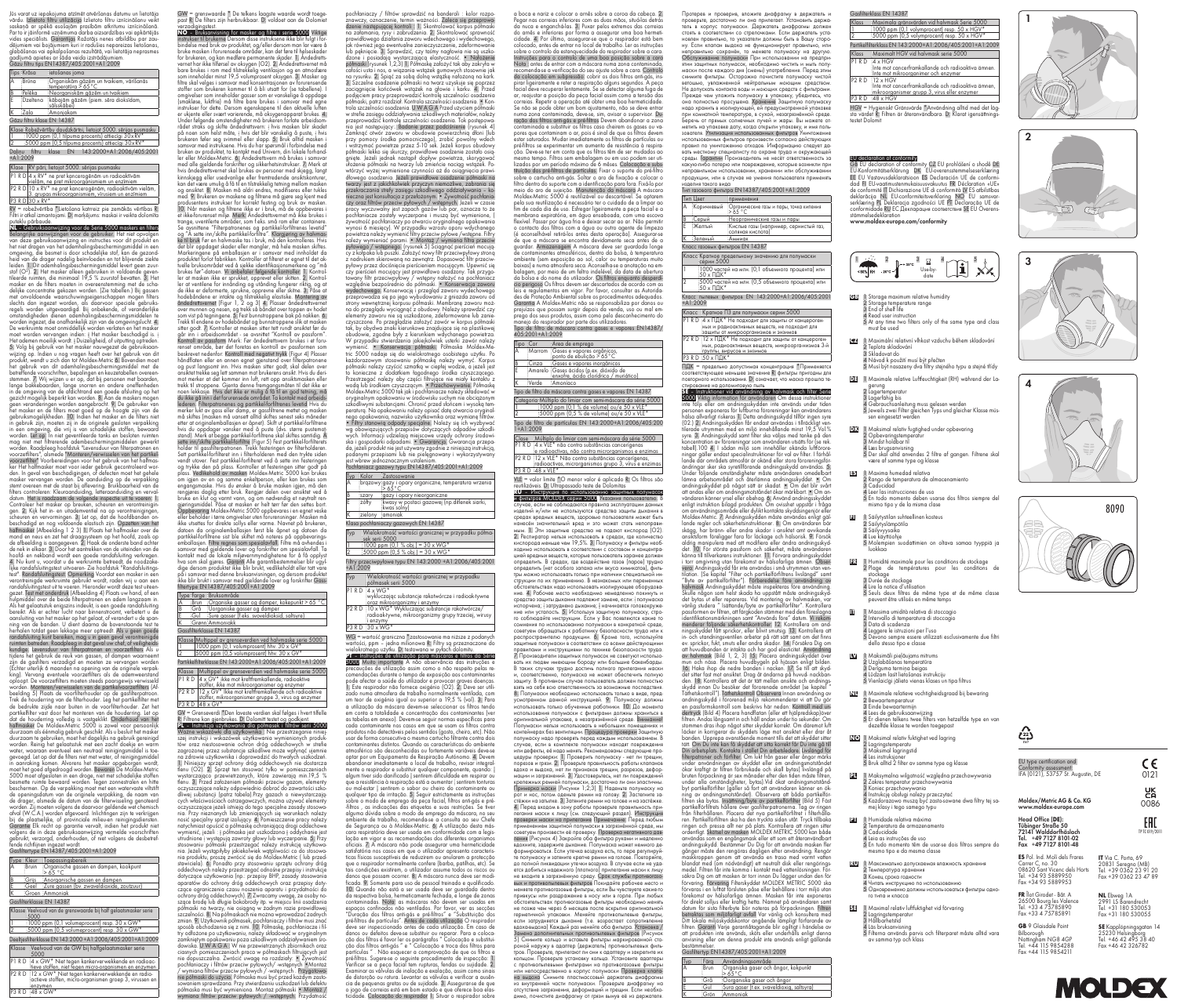Jūs varat uz iepakojuma atzīmēt atvēršanas datumu un lietotāja vārdu. **Lietotā filtru utilizācija** Izlietotos filtrus iznīcināt saskaņā ar spēkā esošajām prasībām attiecīgajā valstī.

| Tips | Krāsa | Ietošanas joma |
|---|---|---|
| A | Brūna | Organiskām gāzēm un tvaikiem, viršanas temperatūra > 65 °C |
| B | Pelēka | Neorganiskām gāzēm un tvaikiem |
| E | Dzeltena | Skābajām gāzēm (piem. sēra dioksīdam, sālsskābei) |
| K | Zaļa | Amonjakam |

Gāzu filtru klase EN 14387

| Klase | Robežvērtību daudzkārtni, lietojot 5000. sērijas pusmasku |
|---|---|
| 1 | 1000 ppm (0,1 tilpuma procenti) attiecīgi 30 x RV* |
| 2 | 5000 ppm (0,5 tilpuma procenti) attiecīgi 30 x RV* |

Daļiņu filtru klase EN 143:2000+A1:2006/405:2001+A1:2009

| Klase | RV pārī, lietojot 5000. sērijas pusmasku |
|---|---|
| P1 R D | 4 x RV* ne pret kancerogēnām un radioaktīvām vielām, ne pret mikroorganismiem un enzīmiem |
| P2 R D | 10 x RV* ne pret kancerogēnām, radioaktīvām vielām, 3. grupas mikroorganismiem, vīrusiem un enzīmiem |
| P3 R D | 30 x RV* |

RV = robežvērtība

**NL – Gebruiksaanwijzing voor de Serie 5000 maskers en filters**

Gasfiltertype EN 14387

| Type | Kleur | Toepassingsbereik |
|---|---|---|
| A | Bruin | Organische gassen en dampen, kookpunt > 65 °C |
| B | Grijs | Anorganische gassen en dampen |
| E | Geel | Zure gassen (bv. zwaveldioxide, zoutzuur) |
| K | Groen | Ammoniak |

Gasfilterklasse EN 14387

| Klasse | Veelvoud van de grenswaarde bij half gelaatsmasker serie 5000 |
|---|---|
| 1 | 1000 ppm (0,1 volumeprocent) resp. 30 x GW* |
| 2 | 5000 ppm (0,5 volumeprocent) resp. 30 x GW* |

Deeltjesfilterklasse EN 143:2000+A1:2006/405:2001+A1:2009

| Klasse | Veelvoud van de GW bij halfgelaatsmasker serie 5000 |
|---|---|
| P1 R D | 4 x GW* Niet tegen kankerverwekkende en radioactieve stoffen, niet tegen micro-organismen en enzymen |
| P2 R D | 12 x GW* Niet tegen kankerverwekkende en radioactieve stoffen, micro-organismen groep 3, virussen en enzymen |
| P3 R D | 48 x GW* |

GW = grenswaarde

**NO – Bruksanvisning for Serie 5000**

| Type | Farge | Bruksområde |
|---|---|---|
| A | Brun | Organiske gasser og damper, kokepunkt > 65 °C |
| B | Grå | Uorganiske gasser og damper |
| E | Gul | Sure gasser (f.eks. svoveldioksid, saltsyre) |
| K | Grønn | Ammoniakk |

Gassfilterklasse EN 14387

| Klasse | Multippel av grenseverdien ved halvmaske serie 5000 |
|---|---|
| 1 | 1000 ppm (0,1 volumprosent) hhv. 30 x GV* |
| 2 | 5000 ppm (0,5 volumprosent) hhv. 30 x GV* |

Partikkelfilterklasse EN 143:2000+A1:2006/405:2001+A1:2009

| Klasse | Multippel av grenseverdien ved halvmaske serie 5000 |
|---|---|
| P1 R D | 4 x GV* ikke mot kreftfremkallende, radioaktive stoffer, ikke mot mikroorganismer og enzymer |
| P2 R D | 12 x GV* ikke mot kreftfremkallende og radioaktive stoffer, mikroorganismer gruppe 3, virus og enzymer |
| P3 R D | 48 x GV* |

GV = Grenseverdi

**PL – Instrukcja użytkowania do półmasek i filtrów serii 5000**

| Typ | Kolor | Zastosowanie |
|---|---|---|
| A | brązowy | gazy i opary organiczne, temperatura wrzenia > 65 °C |
| B | szary | gazy i opary nieorganiczne |
| E | żółty | kwasy w postaci gazowej (np. dwutlenek siarki, kwas solny) |
| K | zielony | amoniak |

Klasa pochłaniaczy gazowych EN 14387

| Typ | Wielokrotność wartości granicznej w przypadku półmask seria 5000 |
|---|---|
| 1 | 1000 ppm (0,1 % obj.) = 30 x WG* |
| 2 | 5000 ppm (0,5 % obj.) = 30 x WG* |

Filtry przeciwpyłowe typu EN 143:2000+A1:2006/405:2001+A1:2009

| Typ | Wielokrotność wartości granicznej w przypadku półmask seria 5000 |
|---|---|
| P1 R D | 4 x WG* wyłączając substancje rakotwórcze i radioaktywne oraz mikroorganizmy i enzymy |
| P2 R D | 10 x WG* Wyłączając substancje rakotwórcze/radioaktywne, mikroorganizmy grupy trzeciej, wirusy i enzymy |
| P3 R D | 30 x WG* |

WG = wartość graniczna

**PT – Instruções de utilização para máscaras e filtros da Série 5000**

| Tipo | Cor | Área de emprego |
|---|---|---|
| A | Marrom | Gases e vapores orgânicos, ponto de ebulição > 65 °C |
| B | Cinza | Gases e vapores inorgânicos |
| E | Amarelo | Gases ácidos (p.ex. dióxido de enxofre, ácido clorídrico / muriático) |
| K | Verde | Amoníaco |

Tipo de filtro de máscara contra gases e vapores EN 14387

| Categoria | Múltiplo do limiar com semi-máscara da série 5000 |
|---|---|
| 1 | 1000 ppm (0,1 % de volume) ou de 50 x VLE* |
| 2 | 5000 ppm (0,5 % de volume) ou de 50 x VLE* |

Tipo de filtro de partículas EN 143:2000+A1:2006/405:2001+A1:2009

| Classe | Múltiplo do limiar com semi-máscara da série 5000 |
|---|---|
| P1 R D | 4 x VLE* não contra substâncias cancerígenas e radioactivas, não contra microrganismos e enzimas |
| P2 R D | 12 x VLE* Não contra substâncias cancerígenas, radioactivas, microrganismos grupo 3, vírus e enzimas |
| P3 R D | 48 x VLE* |

VLE = valor limite

**RU – Инструкция по использованию защитных полумасок и фильтров MOLDEX серии 5000**

| Тип | Цвет | Применение |
|---|---|---|
| A | Коричневый | Органические газы и пары, точка кипения > 65 °C |
| B | Серый | Неорганические газы и пары |
| E | Желтый | Кислые газы (например, сернистый газ, соляная кислота) |
| K | Зеленый | Аммиак |

Класс газовых фильтров EN 14387

| Класс | Кратное предельному значению для полумаски серии 5000 |
|---|---|
| 1 | 1000 частей на млн. (0,1 объемного процента) или 50 x ПДК* |
| 2 | 5000 частей на млн. (0,5 объемного процента) или 50 x ПДК* |

Класс пылевых фильтров EN 143:2000+A1:2006/405:2001+A1:2009

| Класс | Кратное ПДК для полумаски серии 5000 |
|---|---|
| P1 R D | 4 x ПДК* Не подходит для защиты от канцерогенных и радиоактивных веществ, не подходит для защиты от микроорганизмов и энзимов |
| P2 R D | 12 x ПДК* Не подходит для защиты от канцерогенных, радиоактивных веществ, микроорганизмов 3-й группы, вирусов и энзимов |
| P3 R D | 50 x ПДК* |

ПДК = предельно допустимая концентрация

**SE – Instruktioner vid användning av halvmask och filter Serie 5000**

Gasfilterklass EN 14387

| Klass | Maximala gränsvärden vid halvmask Serie 5000 |
|---|---|
| 1 | 1000 ppm (0,1 volymprocent) resp. 50 x HGV* |
| 2 | 5000 ppm (0,5 volymprocent) resp. 50 x HGV* |

Partikelfilterklass EN 143:2000+A1:2006/405:2001+A1:2009

| Klass | Maximalt HGV vid halvmask serie 5000 |
|---|---|
| P1 R D | 4 x HGV Inte mot cancerframkallande och radioaktiva ämnen, inte mot mikroorganismer och enzymer |
| P2 R D | 12 x HGV Inte mot cancerframkallande och radioaktiva ämnen, mikroorganismer grupp 3, virus eller enzymer |
| P3 R D | 48 x HGV |

HGV = Hygieniskt Gränsvärde

Gasfilterklass EN 14387

| Typ | Färg | Användningsområde |
|---|---|---|
| A | Brun | Organiska gaser och ångor, kokpunkt > 65 °C |
| B | Grå | Oorganiska gaser och ångor |
| E | Gul | Sura gaser (t.ex. svaveldioxid, saltsyra) |
| K | Grön | Ammoniak |

**EU declaration of conformity**

GB EU declaration of conformity CZ EU prohlášení o shodě DE EU-Konformitätserklärung DK EU-overensstemmelseserklæring EE EU Vastavusdeklaratsioon ES Declaración UE de conformidad FI EU-vaatimustenmukaisuusvakuutus FR Déclaration «UE» de conformité IT Dichiarazione UE di conformità LV ES atbilstības deklarācija NL EU-conformiteitsverklaring NO EU samsvarserklæring PL Deklaracja zgodności UE PT Declaração UE de conformidade RU ЕС Декларация соответствия SE EU Överensstämmelsedeklaration

**www.moldex-europe.com/conformity**

GB 1 Storage maximum relative humidity 2 Storage temperature range 3 End of shelf life 4 Read user instruction 5 At any time two filters only of the same type and class must be used

CZ 1 Maximální relativní vlhkost vzduchu během skladování 2 Teplota skladování 3 Skladovat do 4 Návod k použití musí být přečten 5 Musí být nasazeny dva filtry stejného typu a stejné třídy

DE 1 Maximale relative Luftfeuchtigkeit (RH) während der Lagerung 2 Lagertemperatur 3 Lagerfähig bis 4 Gebrauchsanleitung muss gelesen werden 5 Jeweils zwei Filter gleichen Typs und gleicher Klasse müssen eingesetzt werden

DK 1 Maksimal relativ fugtighed under opbevaring 2 Opbevaringstemperatur 3 Mindst holdbar til 4 Læs brugsanvisning 5 Der skal altid anvendes 2 filtre af gangen. Filtrene skal være af samme type og klasse

ES 1 Máxima humedad relativa 2 Rango de temperatura de almacenamiento 3 Caducidad 4 Leer las instrucciones de uso 5 En todo momento deben usarse dos filtros siempre del mismo tipo y de la misma clase

FI 1 Säilytystilan suhteellinen kosteus 2 Säilytyslämpötila 3 Säilyvyysaika 4 Lue käyttöohje 5 Molempien suodattimien on oltava samaa tyyppiä ja luokkaa

FR 1 Humidité maximale pour les conditions de stockage 2 Plage de températures pour les conditions de stockage 3 Durée de stockage 4 Lire la notice d'utilisation 5 Seuls deux filtres de même type et de même classe peuvent être utilisés en même temps

IT 1 Massima umidità relativa di stoccaggio 2 Intervallo di temperatura di stoccaggio 3 Data di scadenza 4 Leggere le istruzioni per l'uso 5 Devono sempre essere utilizzati esclusivamente due filtri dello stesso tipo e classe

LV 1 Maksimāli pieļaujams mitrums 2 Uzglabāšanas temperatūra 3 Derīguma termiņa beigas 4 Lūdzam lasīt lietošanas instrukciju 5 Vienlaicīgi jābūt vienas klases un tipa filtrus

NL 1 Maximale relatieve vochtigheidsgraad bij bewaring 2 Bewaartemperatuur 3 Einde bewaartermijn 4 Lees de gebruiksaanwijzing 5 Er dienen telkens twee filters van hetzelfde type en van dezelfde klasse te worden toegepast

NO 1 Maksimal relativ fuktighet ved lagring 2 Lagringstemperatur 3 Maksimal lagringstid 4 Les instruksjoner 5 Bruk alltid 2 filter av samme type og klasse

PL 1 Maksymalna wilgotność względna przechowywania 2 Zakres temperatur przechowywania 3 Koniec okresu przechowywania 4 Instrukcję obsługi należy przeczytać 5 Każdorazowo muszą być zastosowane dwa filtry tego samego typu i tej samej klasy

PT 1 Humidade relativa máxima 2 Temperatura de armazenamento 3 Caducidade 4 Leia as instruções de uso 5 Em todo momento têm de usar-se dois filtros sempre do mesmo tipo e da mesma classe

RU 1 Максимально допустимая влажность хранения 2 Температура хранения 3 Конец срока годности 4 Читать инструкцию по использованию 5 Одновременно должны использоваться фильтры одного типа и класса

SE 1 Maximal relativ luftfuktighet vid förvaring 2 Lagringstemperatur 3 Hållbarhetstid 4 Läs bruksanvisning 5 Filtrena används parvis och filterparet måste alltid vara av samma typ och klass

EU type certification and Conformity assessment
FA (0121), 53757 St. Augustin, DE

CE 0121

UK CA 0086

**Moldex/Metric AG & Co. KG**
**www.moldex-europe.com**

**Head Office (DE):**
**Tübinger Straße 50**
**72141 Walddorfhäslach**
**Tel. +49 7127 8101-02**
**Fax +49 7127 8101-48**

**ES** Pol. Ind. Moli dels Frares
Carrer C, no. 30
08620 Sant Vicenç dels Horts
Tel. +34 93 5889950
Fax +34 93 5889953

**FR** Ilot Girodet - Bât. A
26500 Bourg lès Valence
Tel. +33 4 75785890
Fax +33 4 75785891

**GB** 9 Glaisdale Point
Bilborough
Nottingham NG8 4GP
Tel. +44 115 9854288
Fax +44 115 9854211

**IT** Via C. Porta, 69
20831 Seregno (MB)
Tel. +39 0362 23 91 20
Fax +39 0362 23 47 89

**NL** Ebweg 1A
2991 LS Barendrecht
Tel. +31 180 530053
Fax +31 180 530055

**SE** Kapplöpningsgatan 14
25230 Helsingborg
Tel. +46 42 495 38 40
Fax +46 42 326782

**MOLDEX**